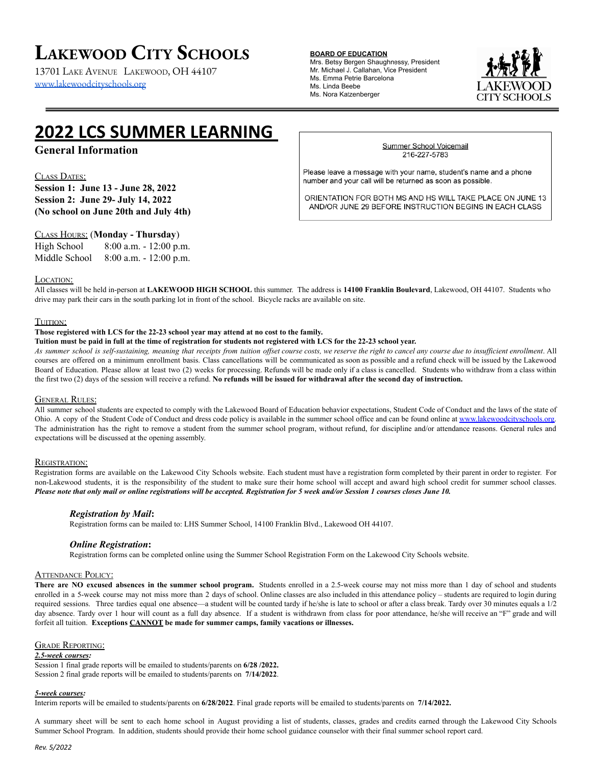# Lakewood City Schools

13701 Lake Avenue Lakewood, OH 44107
www.lakewoodcityschools.org

**BOARD OF EDUCATION**
Mrs. Betsy Bergen Shaughnessy, President
Mr. Michael J. Callahan, Vice President
Ms. Emma Petrie Barcelona
Ms. Linda Beebe
Ms. Nora Katzenberger

# 2022 LCS SUMMER LEARNING

## General Information

Summer School Voicemail
216-227-5783

Please leave a message with your name, student's name and a phone number and your call will be returned as soon as possible.

ORIENTATION FOR BOTH MS AND HS WILL TAKE PLACE ON JUNE 13 AND/OR JUNE 29 BEFORE INSTRUCTION BEGINS IN EACH CLASS

### Class Dates:

**Session 1: June 13 - June 28, 2022**
**Session 2: June 29- July 14, 2022**
**(No school on June 20th and July 4th)**

### Class Hours: (Monday - Thursday)

| | |
|---|---|
| High School | 8:00 a.m. - 12:00 p.m. |
| Middle School | 8:00 a.m. - 12:00 p.m. |

### Location:

All classes will be held in-person at **LAKEWOOD HIGH SCHOOL** this summer. The address is **14100 Franklin Boulevard**, Lakewood, OH 44107. Students who drive may park their cars in the south parking lot in front of the school. Bicycle racks are available on site.

### Tuition:

**Those registered with LCS for the 22-23 school year may attend at no cost to the family.**
**Tuition must be paid in full at the time of registration for students not registered with LCS for the 22-23 school year.**
*As summer school is self-sustaining, meaning that receipts from tuition offset course costs, we reserve the right to cancel any course due to insufficient enrollment*. All courses are offered on a minimum enrollment basis. Class cancellations will be communicated as soon as possible and a refund check will be issued by the Lakewood Board of Education. Please allow at least two (2) weeks for processing. Refunds will be made only if a class is cancelled. Students who withdraw from a class within the first two (2) days of the session will receive a refund. **No refunds will be issued for withdrawal after the second day of instruction.**

### General Rules:

All summer school students are expected to comply with the Lakewood Board of Education behavior expectations, Student Code of Conduct and the laws of the state of Ohio. A copy of the Student Code of Conduct and dress code policy is available in the summer school office and can be found online at www.lakewoodcityschools.org. The administration has the right to remove a student from the summer school program, without refund, for discipline and/or attendance reasons. General rules and expectations will be discussed at the opening assembly.

### Registration:

Registration forms are available on the Lakewood City Schools website. Each student must have a registration form completed by their parent in order to register. For non-Lakewood students, it is the responsibility of the student to make sure their home school will accept and award high school credit for summer school classes. ***Please note that only mail or online registrations will be accepted. Registration for 5 week and/or Session 1 courses closes June 10.***

***Registration by Mail*:**
Registration forms can be mailed to: LHS Summer School, 14100 Franklin Blvd., Lakewood OH 44107.

***Online Registration*:**
Registration forms can be completed online using the Summer School Registration Form on the Lakewood City Schools website.

### Attendance Policy:

**There are NO excused absences in the summer school program.** Students enrolled in a 2.5-week course may not miss more than 1 day of school and students enrolled in a 5-week course may not miss more than 2 days of school. Online classes are also included in this attendance policy – students are required to login during required sessions. Three tardies equal one absence—a student will be counted tardy if he/she is late to school or after a class break. Tardy over 30 minutes equals a 1/2 day absence. Tardy over 1 hour will count as a full day absence. If a student is withdrawn from class for poor attendance, he/she will receive an "F" grade and will forfeit all tuition. **Exceptions CANNOT be made for summer camps, family vacations or illnesses.**

### Grade Reporting:

***2.5-week courses:***
Session 1 final grade reports will be emailed to students/parents on **6/28 /2022.**
Session 2 final grade reports will be emailed to students/parents on **7/14/2022**.

***5-week courses:***
Interim reports will be emailed to students/parents on **6/28/2022**. Final grade reports will be emailed to students/parents on **7/14/2022.**

A summary sheet will be sent to each home school in August providing a list of students, classes, grades and credits earned through the Lakewood City Schools Summer School Program. In addition, students should provide their home school guidance counselor with their final summer school report card.

*Rev. 5/2022*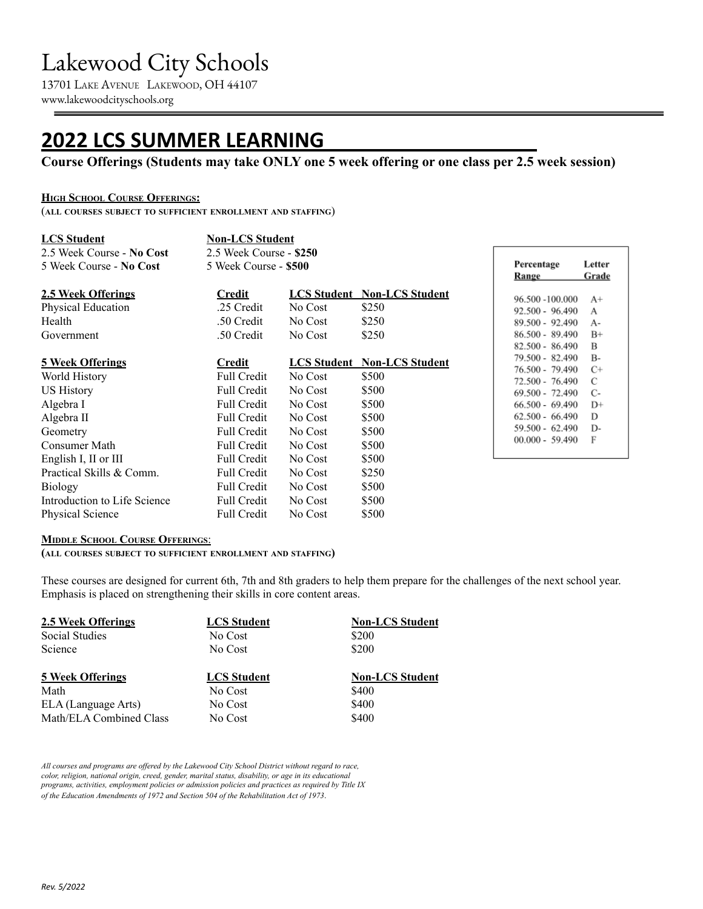# Lakewood City Schools

13701 Lake Avenue Lakewood, OH 44107
www.lakewoodcityschools.org

## 2022 LCS SUMMER LEARNING

**Course Offerings (Students may take ONLY one 5 week offering or one class per 2.5 week session)**

### High School Course Offerings:

(all courses subject to sufficient enrollment and staffing)

| LCS Student | Non-LCS Student |
|---|---|
| 2.5 Week Course - **No Cost** | 2.5 Week Course - **$250** |
| 5 Week Course - **No Cost** | 5 Week Course - **$500** |

| 2.5 Week Offerings | Credit | LCS Student | Non-LCS Student |
|---|---|---|---|
| Physical Education | .25 Credit | No Cost | $250 |
| Health | .50 Credit | No Cost | $250 |
| Government | .50 Credit | No Cost | $250 |

| 5 Week Offerings | Credit | LCS Student | Non-LCS Student |
|---|---|---|---|
| World History | Full Credit | No Cost | $500 |
| US History | Full Credit | No Cost | $500 |
| Algebra I | Full Credit | No Cost | $500 |
| Algebra II | Full Credit | No Cost | $500 |
| Geometry | Full Credit | No Cost | $500 |
| Consumer Math | Full Credit | No Cost | $500 |
| English I, II or III | Full Credit | No Cost | $500 |
| Practical Skills & Comm. | Full Credit | No Cost | $250 |
| Biology | Full Credit | No Cost | $500 |
| Introduction to Life Science | Full Credit | No Cost | $500 |
| Physical Science | Full Credit | No Cost | $500 |

| Percentage Range | Letter Grade |
|---|---|
| 96.500 -100.000 | A+ |
| 92.500 - 96.490 | A |
| 89.500 - 92.490 | A- |
| 86.500 - 89.490 | B+ |
| 82.500 - 86.490 | B |
| 79.500 - 82.490 | B- |
| 76.500 - 79.490 | C+ |
| 72.500 - 76.490 | C |
| 69.500 - 72.490 | C- |
| 66.500 - 69.490 | D+ |
| 62.500 - 66.490 | D |
| 59.500 - 62.490 | D- |
| 00.000 - 59.490 | F |

### Middle School Course Offerings:

**(all courses subject to sufficient enrollment and staffing)**

These courses are designed for current 6th, 7th and 8th graders to help them prepare for the challenges of the next school year. Emphasis is placed on strengthening their skills in core content areas.

| 2.5 Week Offerings | LCS Student | Non-LCS Student |
|---|---|---|
| Social Studies | No Cost | $200 |
| Science | No Cost | $200 |

| 5 Week Offerings | LCS Student | Non-LCS Student |
|---|---|---|
| Math | No Cost | $400 |
| ELA (Language Arts) | No Cost | $400 |
| Math/ELA Combined Class | No Cost | $400 |

*All courses and programs are offered by the Lakewood City School District without regard to race, color, religion, national origin, creed, gender, marital status, disability, or age in its educational programs, activities, employment policies or admission policies and practices as required by Title IX of the Education Amendments of 1972 and Section 504 of the Rehabilitation Act of 1973.*

*Rev. 5/2022*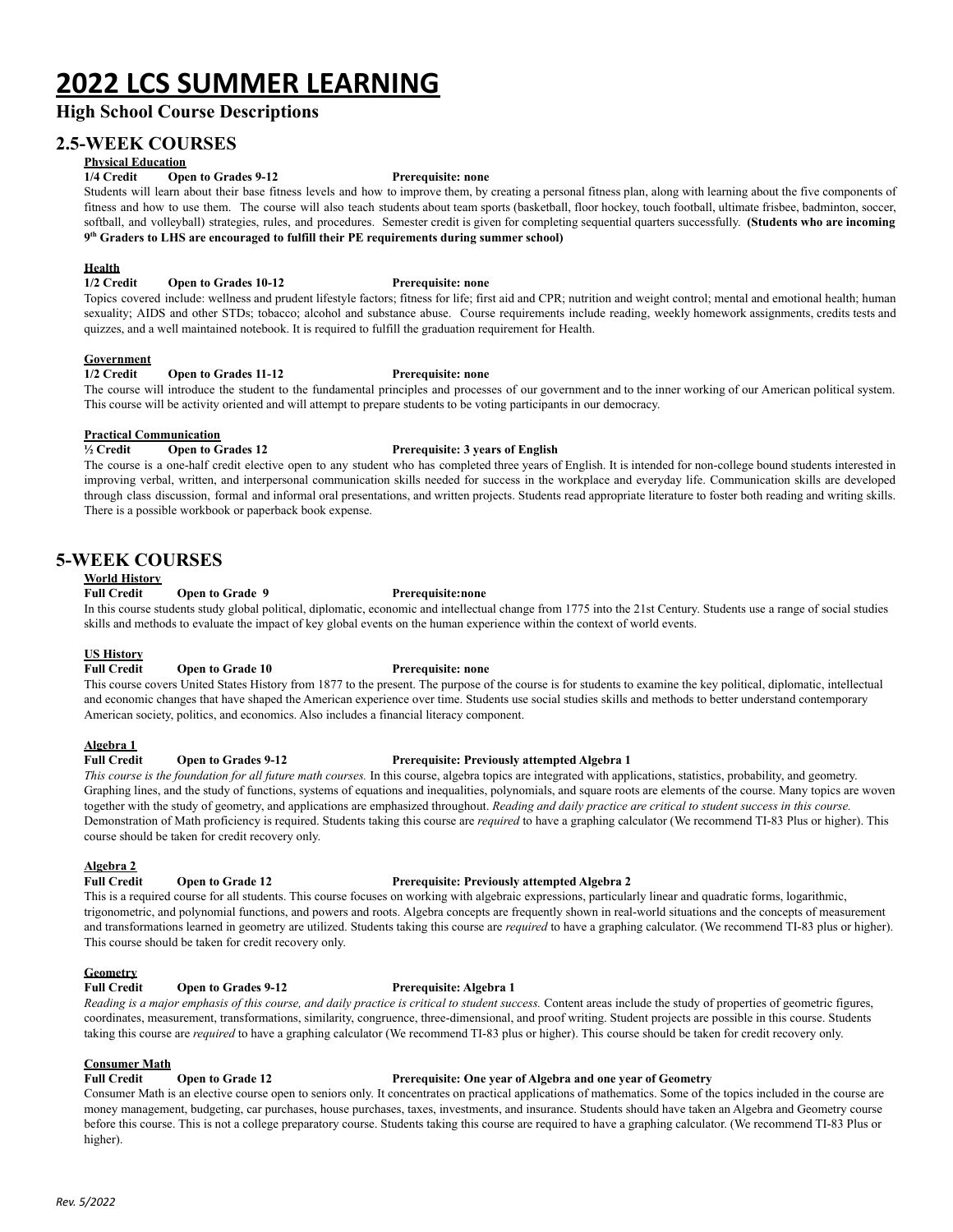# 2022 LCS SUMMER LEARNING

**High School Course Descriptions**

## 2.5-WEEK COURSES

### Physical Education

**1/4 Credit  Open to Grades 9-12  Prerequisite: none**

Students will learn about their base fitness levels and how to improve them, by creating a personal fitness plan, along with learning about the five components of fitness and how to use them. The course will also teach students about team sports (basketball, floor hockey, touch football, ultimate frisbee, badminton, soccer, softball, and volleyball) strategies, rules, and procedures. Semester credit is given for completing sequential quarters successfully. **(Students who are incoming 9th Graders to LHS are encouraged to fulfill their PE requirements during summer school)**

### Health

**1/2 Credit  Open to Grades 10-12  Prerequisite: none**

Topics covered include: wellness and prudent lifestyle factors; fitness for life; first aid and CPR; nutrition and weight control; mental and emotional health; human sexuality; AIDS and other STDs; tobacco; alcohol and substance abuse. Course requirements include reading, weekly homework assignments, credits tests and quizzes, and a well maintained notebook. It is required to fulfill the graduation requirement for Health.

### Government

**1/2 Credit  Open to Grades 11-12  Prerequisite: none**

The course will introduce the student to the fundamental principles and processes of our government and to the inner working of our American political system. This course will be activity oriented and will attempt to prepare students to be voting participants in our democracy.

### Practical Communication

**½ Credit  Open to Grades 12  Prerequisite: 3 years of English**

The course is a one-half credit elective open to any student who has completed three years of English. It is intended for non-college bound students interested in improving verbal, written, and interpersonal communication skills needed for success in the workplace and everyday life. Communication skills are developed through class discussion, formal and informal oral presentations, and written projects. Students read appropriate literature to foster both reading and writing skills. There is a possible workbook or paperback book expense.

## 5-WEEK COURSES

### World History

**Full Credit  Open to Grade 9  Prerequisite:none**

In this course students study global political, diplomatic, economic and intellectual change from 1775 into the 21st Century. Students use a range of social studies skills and methods to evaluate the impact of key global events on the human experience within the context of world events.

### US History

**Full Credit  Open to Grade 10  Prerequisite: none**

This course covers United States History from 1877 to the present. The purpose of the course is for students to examine the key political, diplomatic, intellectual and economic changes that have shaped the American experience over time. Students use social studies skills and methods to better understand contemporary American society, politics, and economics. Also includes a financial literacy component.

### Algebra 1

**Full Credit  Open to Grades 9-12  Prerequisite: Previously attempted Algebra 1**

*This course is the foundation for all future math courses.* In this course, algebra topics are integrated with applications, statistics, probability, and geometry. Graphing lines, and the study of functions, systems of equations and inequalities, polynomials, and square roots are elements of the course. Many topics are woven together with the study of geometry, and applications are emphasized throughout. *Reading and daily practice are critical to student success in this course.* Demonstration of Math proficiency is required. Students taking this course are *required* to have a graphing calculator (We recommend TI-83 Plus or higher). This course should be taken for credit recovery only.

### Algebra 2

**Full Credit  Open to Grade 12  Prerequisite: Previously attempted Algebra 2**

This is a required course for all students. This course focuses on working with algebraic expressions, particularly linear and quadratic forms, logarithmic, trigonometric, and polynomial functions, and powers and roots. Algebra concepts are frequently shown in real-world situations and the concepts of measurement and transformations learned in geometry are utilized. Students taking this course are *required* to have a graphing calculator. (We recommend TI-83 plus or higher). This course should be taken for credit recovery only.

### Geometry

**Full Credit  Open to Grades 9-12  Prerequisite: Algebra 1**

*Reading is a major emphasis of this course, and daily practice is critical to student success.* Content areas include the study of properties of geometric figures, coordinates, measurement, transformations, similarity, congruence, three-dimensional, and proof writing. Student projects are possible in this course. Students taking this course are *required* to have a graphing calculator (We recommend TI-83 plus or higher). This course should be taken for credit recovery only.

### Consumer Math

**Full Credit  Open to Grade 12  Prerequisite: One year of Algebra and one year of Geometry**

Consumer Math is an elective course open to seniors only. It concentrates on practical applications of mathematics. Some of the topics included in the course are money management, budgeting, car purchases, house purchases, taxes, investments, and insurance. Students should have taken an Algebra and Geometry course before this course. This is not a college preparatory course. Students taking this course are required to have a graphing calculator. (We recommend TI-83 Plus or higher).

*Rev. 5/2022*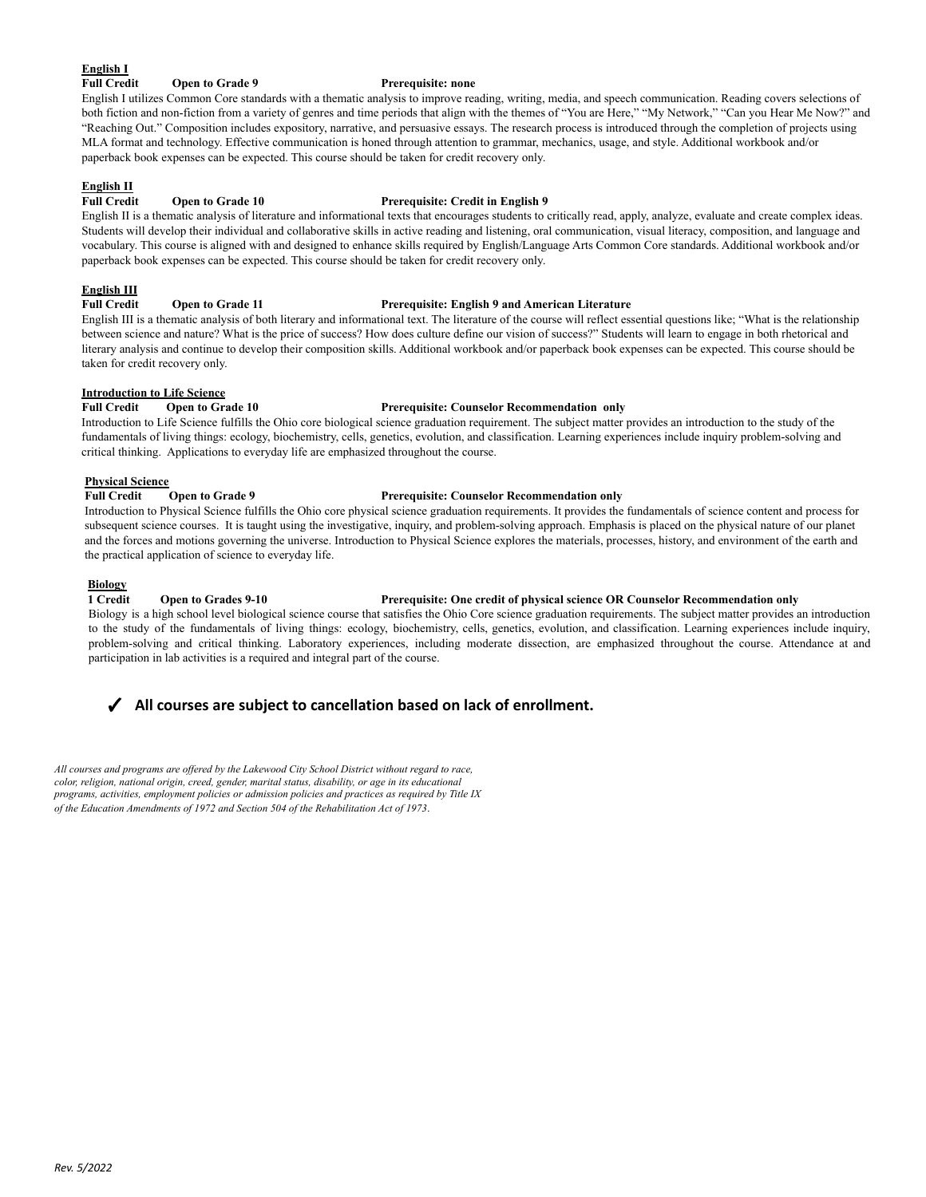**English I**

**Full Credit  Open to Grade 9  Prerequisite: none**

English I utilizes Common Core standards with a thematic analysis to improve reading, writing, media, and speech communication. Reading covers selections of both fiction and non-fiction from a variety of genres and time periods that align with the themes of "You are Here," "My Network," "Can you Hear Me Now?" and "Reaching Out." Composition includes expository, narrative, and persuasive essays. The research process is introduced through the completion of projects using MLA format and technology. Effective communication is honed through attention to grammar, mechanics, usage, and style. Additional workbook and/or paperback book expenses can be expected. This course should be taken for credit recovery only.

**English II**

**Full Credit  Open to Grade 10  Prerequisite: Credit in English 9**

English II is a thematic analysis of literature and informational texts that encourages students to critically read, apply, analyze, evaluate and create complex ideas. Students will develop their individual and collaborative skills in active reading and listening, oral communication, visual literacy, composition, and language and vocabulary. This course is aligned with and designed to enhance skills required by English/Language Arts Common Core standards. Additional workbook and/or paperback book expenses can be expected. This course should be taken for credit recovery only.

**English III**

**Full Credit  Open to Grade 11  Prerequisite: English 9 and American Literature**

English III is a thematic analysis of both literary and informational text. The literature of the course will reflect essential questions like; "What is the relationship between science and nature? What is the price of success? How does culture define our vision of success?" Students will learn to engage in both rhetorical and literary analysis and continue to develop their composition skills. Additional workbook and/or paperback book expenses can be expected. This course should be taken for credit recovery only.

**Introduction to Life Science**

**Full Credit  Open to Grade 10  Prerequisite: Counselor Recommendation only**

Introduction to Life Science fulfills the Ohio core biological science graduation requirement. The subject matter provides an introduction to the study of the fundamentals of living things: ecology, biochemistry, cells, genetics, evolution, and classification. Learning experiences include inquiry problem-solving and critical thinking. Applications to everyday life are emphasized throughout the course.

**Physical Science**

**Full Credit  Open to Grade 9  Prerequisite: Counselor Recommendation only**

Introduction to Physical Science fulfills the Ohio core physical science graduation requirements. It provides the fundamentals of science content and process for subsequent science courses. It is taught using the investigative, inquiry, and problem-solving approach. Emphasis is placed on the physical nature of our planet and the forces and motions governing the universe. Introduction to Physical Science explores the materials, processes, history, and environment of the earth and the practical application of science to everyday life.

**Biology**

**1 Credit  Open to Grades 9-10  Prerequisite: One credit of physical science OR Counselor Recommendation only**

Biology is a high school level biological science course that satisfies the Ohio Core science graduation requirements. The subject matter provides an introduction to the study of the fundamentals of living things: ecology, biochemistry, cells, genetics, evolution, and classification. Learning experiences include inquiry, problem-solving and critical thinking. Laboratory experiences, including moderate dissection, are emphasized throughout the course. Attendance at and participation in lab activities is a required and integral part of the course.

✓ **All courses are subject to cancellation based on lack of enrollment.**

*All courses and programs are offered by the Lakewood City School District without regard to race, color, religion, national origin, creed, gender, marital status, disability, or age in its educational programs, activities, employment policies or admission policies and practices as required by Title IX of the Education Amendments of 1972 and Section 504 of the Rehabilitation Act of 1973.*

*Rev. 5/2022*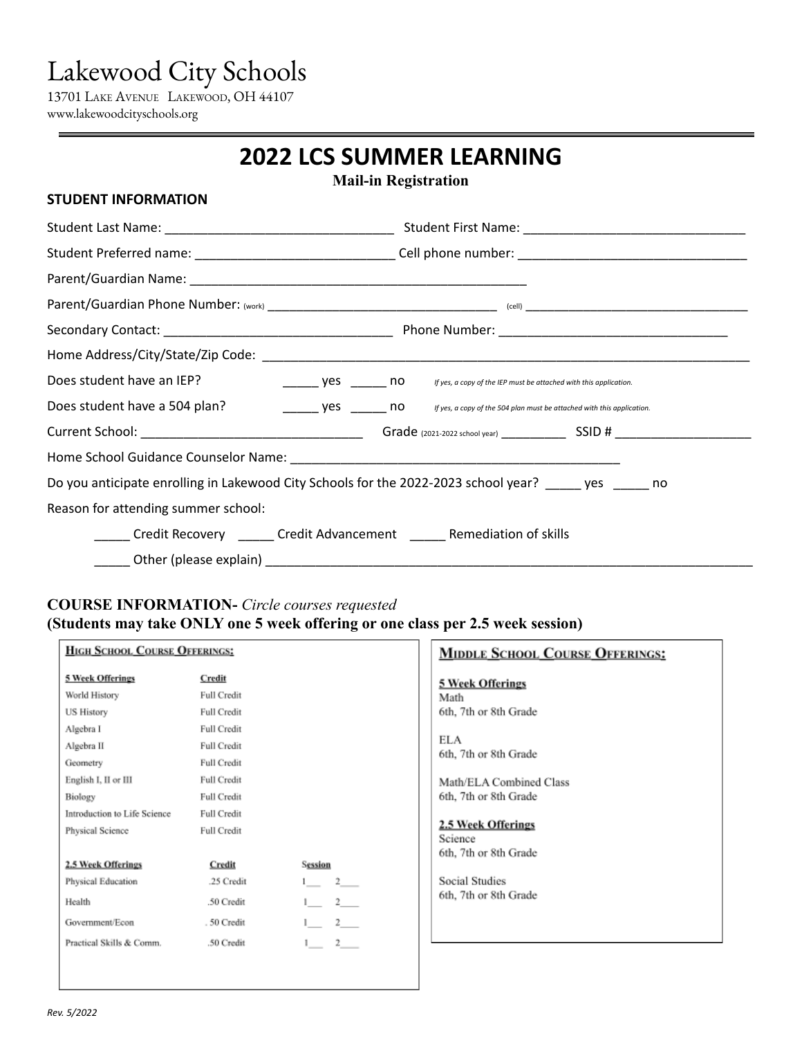# Lakewood City Schools

13701 Lake Avenue Lakewood, OH 44107
www.lakewoodcityschools.org

## 2022 LCS SUMMER LEARNING

**Mail-in Registration**

**STUDENT INFORMATION**

Student Last Name: ______________________________ Student First Name: ______________________________

Student Preferred name: __________________________ Cell phone number: ______________________________

Parent/Guardian Name: ______________________________________________

Parent/Guardian Phone Number: (work) ______________________________ (cell) ______________________________

Secondary Contact: ______________________________ Phone Number: ______________________________

Home Address/City/State/Zip Code: ____________________________________________________________________

Does student have an IEP? _____ yes _____ no *If yes, a copy of the IEP must be attached with this application.*

Does student have a 504 plan? _____ yes _____ no *If yes, a copy of the 504 plan must be attached with this application.*

Current School: _____________________________ Grade (2021-2022 school year) _________ SSID # __________________

Home School Guidance Counselor Name: _____________________________________________

Do you anticipate enrolling in Lakewood City Schools for the 2022-2023 school year? _____ yes _____ no

Reason for attending summer school:

_____ Credit Recovery _____ Credit Advancement _____ Remediation of skills

_____ Other (please explain) ____________________________________________________________________

**COURSE INFORMATION-** *Circle courses requested*
**(Students may take ONLY one 5 week offering or one class per 2.5 week session)**

**HIGH SCHOOL COURSE OFFERINGS:**

| 5 Week Offerings | Credit |
|---|---|
| World History | Full Credit |
| US History | Full Credit |
| Algebra I | Full Credit |
| Algebra II | Full Credit |
| Geometry | Full Credit |
| English I, II or III | Full Credit |
| Biology | Full Credit |
| Introduction to Life Science | Full Credit |
| Physical Science | Full Credit |

| 2.5 Week Offerings | Credit | Session |
|---|---|---|
| Physical Education | .25 Credit | 1___ 2___ |
| Health | .50 Credit | 1___ 2___ |
| Government/Econ | . 50 Credit | 1___ 2___ |
| Practical Skills & Comm. | .50 Credit | 1___ 2___ |

**MIDDLE SCHOOL COURSE OFFERINGS:**

**5 Week Offerings**

Math
6th, 7th or 8th Grade

ELA
6th, 7th or 8th Grade

Math/ELA Combined Class
6th, 7th or 8th Grade

**2.5 Week Offerings**

Science
6th, 7th or 8th Grade

Social Studies
6th, 7th or 8th Grade

*Rev. 5/2022*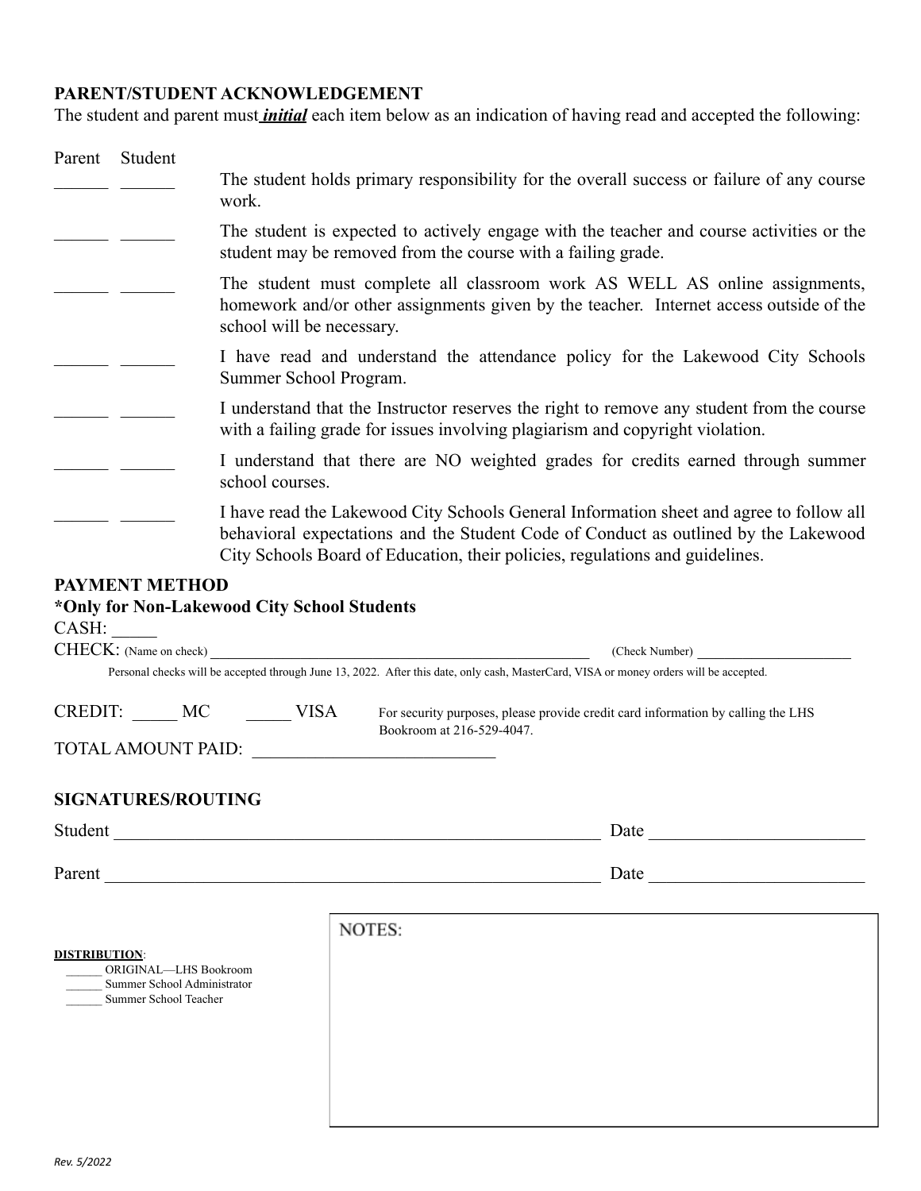## PARENT/STUDENT ACKNOWLEDGEMENT

The student and parent must ***initial*** each item below as an indication of having read and accepted the following:

| Parent | Student | |
|---|---|---|
| ______ | ______ | The student holds primary responsibility for the overall success or failure of any course work. |
| ______ | ______ | The student is expected to actively engage with the teacher and course activities or the student may be removed from the course with a failing grade. |
| ______ | ______ | The student must complete all classroom work AS WELL AS online assignments, homework and/or other assignments given by the teacher. Internet access outside of the school will be necessary. |
| ______ | ______ | I have read and understand the attendance policy for the Lakewood City Schools Summer School Program. |
| ______ | ______ | I understand that the Instructor reserves the right to remove any student from the course with a failing grade for issues involving plagiarism and copyright violation. |
| ______ | ______ | I understand that there are NO weighted grades for credits earned through summer school courses. |
| ______ | ______ | I have read the Lakewood City Schools General Information sheet and agree to follow all behavioral expectations and the Student Code of Conduct as outlined by the Lakewood City Schools Board of Education, their policies, regulations and guidelines. |

## PAYMENT METHOD

**\*Only for Non-Lakewood City School Students**

CASH: _____

CHECK: (Name on check) ______________________________________________ (Check Number) ____________________

Personal checks will be accepted through June 13, 2022. After this date, only cash, MasterCard, VISA or money orders will be accepted.

CREDIT: _____ MC _____ VISA

For security purposes, please provide credit card information by calling the LHS Bookroom at 216-529-4047.

TOTAL AMOUNT PAID: ___________________________

## SIGNATURES/ROUTING

Student _______________________________________________________ Date ________________________

Parent _______________________________________________________ Date ________________________

**DISTRIBUTION**:

- ______ ORIGINAL—LHS Bookroom
- ______ Summer School Administrator
- ______ Summer School Teacher

NOTES:

Rev. 5/2022